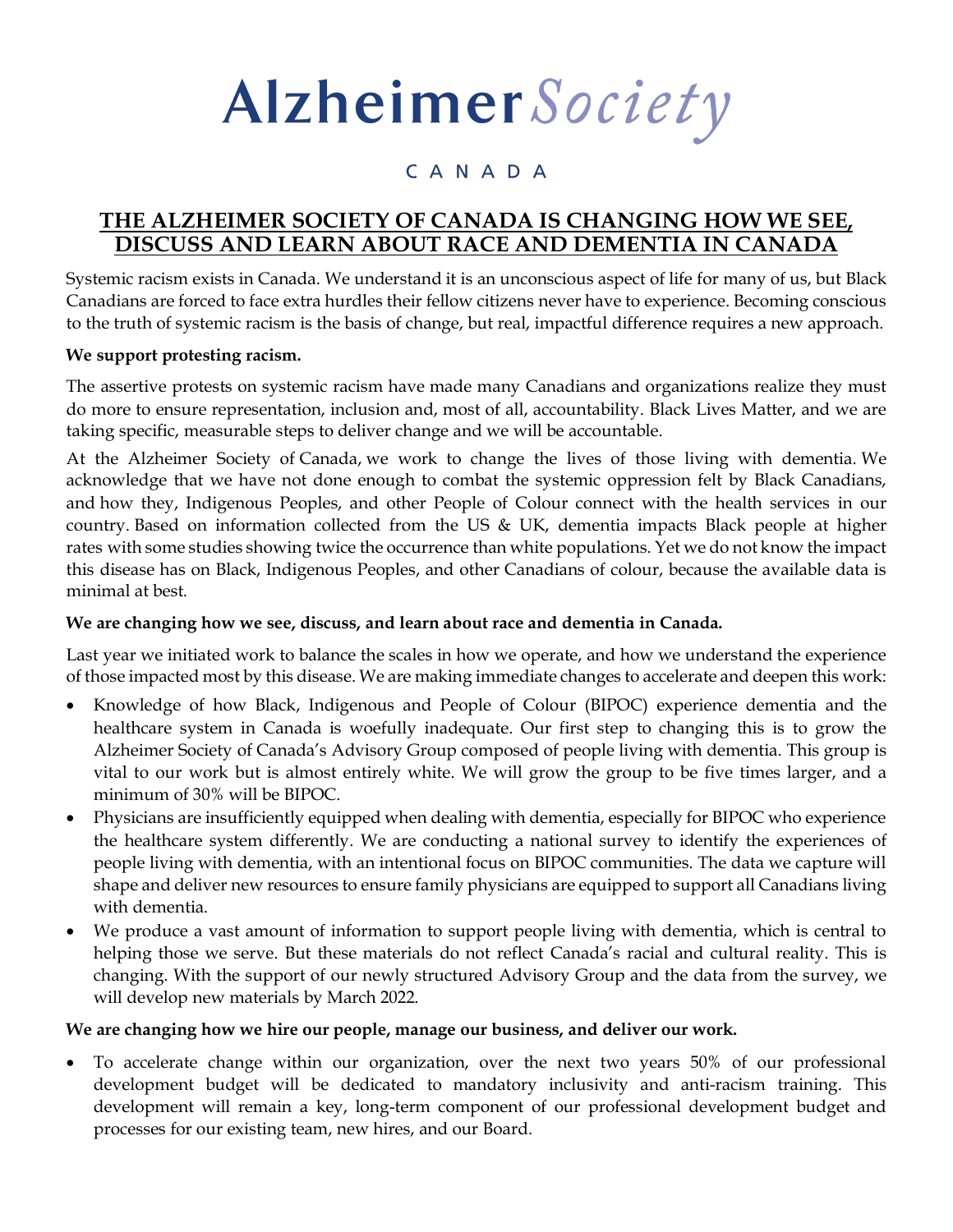# Alzheimer Society

CANADA

## THE ALZHEIMER SOCIETY OF CANADA IS CHANGING HOW WE SEE, DISCUSS AND LEARN ABOUT RACE AND DEMENTIA IN CANADA

Systemic racism exists in Canada. We understand it is an unconscious aspect of life for many of us, but Black Canadians are forced to face extra hurdles their fellow citizens never have to experience. Becoming conscious to the truth of systemic racism is the basis of change, but real, impactful difference requires a new approach.

**We support protesting racism.**

The assertive protests on systemic racism have made many Canadians and organizations realize they must do more to ensure representation, inclusion and, most of all, accountability. Black Lives Matter, and we are taking specific, measurable steps to deliver change and we will be accountable.

At the Alzheimer Society of Canada, we work to change the lives of those living with dementia. We acknowledge that we have not done enough to combat the systemic oppression felt by Black Canadians, and how they, Indigenous Peoples, and other People of Colour connect with the health services in our country. Based on information collected from the US & UK, dementia impacts Black people at higher rates with some studies showing twice the occurrence than white populations. Yet we do not know the impact this disease has on Black, Indigenous Peoples, and other Canadians of colour, because the available data is minimal at best.

**We are changing how we see, discuss, and learn about race and dementia in Canada.**

Last year we initiated work to balance the scales in how we operate, and how we understand the experience of those impacted most by this disease. We are making immediate changes to accelerate and deepen this work:

- Knowledge of how Black, Indigenous and People of Colour (BIPOC) experience dementia and the healthcare system in Canada is woefully inadequate. Our first step to changing this is to grow the Alzheimer Society of Canada's Advisory Group composed of people living with dementia. This group is vital to our work but is almost entirely white. We will grow the group to be five times larger, and a minimum of 30% will be BIPOC.
- Physicians are insufficiently equipped when dealing with dementia, especially for BIPOC who experience the healthcare system differently. We are conducting a national survey to identify the experiences of people living with dementia, with an intentional focus on BIPOC communities. The data we capture will shape and deliver new resources to ensure family physicians are equipped to support all Canadians living with dementia.
- We produce a vast amount of information to support people living with dementia, which is central to helping those we serve. But these materials do not reflect Canada's racial and cultural reality. This is changing. With the support of our newly structured Advisory Group and the data from the survey, we will develop new materials by March 2022.

**We are changing how we hire our people, manage our business, and deliver our work.**

- To accelerate change within our organization, over the next two years 50% of our professional development budget will be dedicated to mandatory inclusivity and anti-racism training. This development will remain a key, long-term component of our professional development budget and processes for our existing team, new hires, and our Board.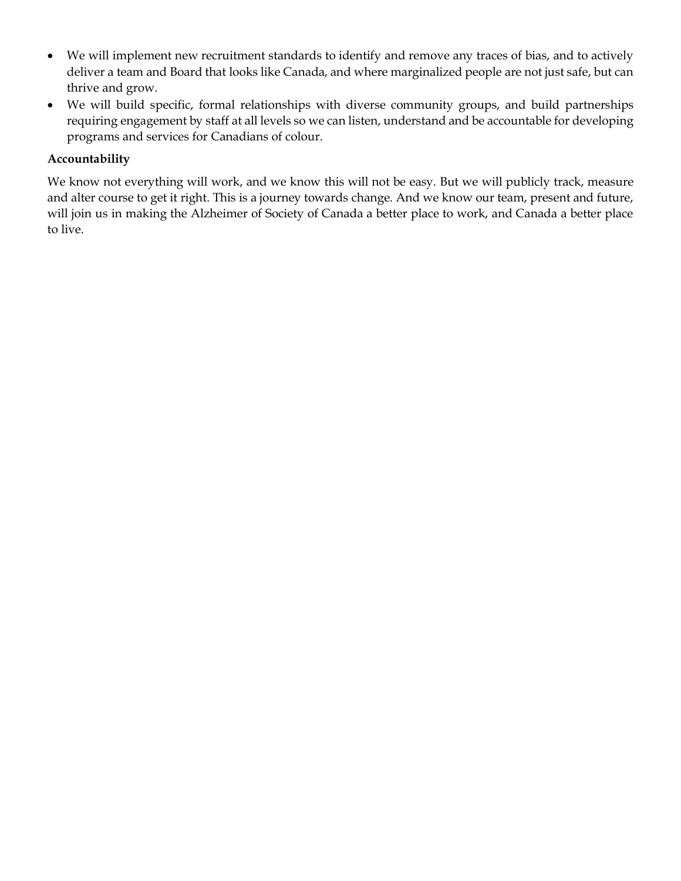- We will implement new recruitment standards to identify and remove any traces of bias, and to actively deliver a team and Board that looks like Canada, and where marginalized people are not just safe, but can thrive and grow.
- We will build specific, formal relationships with diverse community groups, and build partnerships requiring engagement by staff at all levels so we can listen, understand and be accountable for developing programs and services for Canadians of colour.

**Accountability**

We know not everything will work, and we know this will not be easy. But we will publicly track, measure and alter course to get it right. This is a journey towards change. And we know our team, present and future, will join us in making the Alzheimer of Society of Canada a better place to work, and Canada a better place to live.